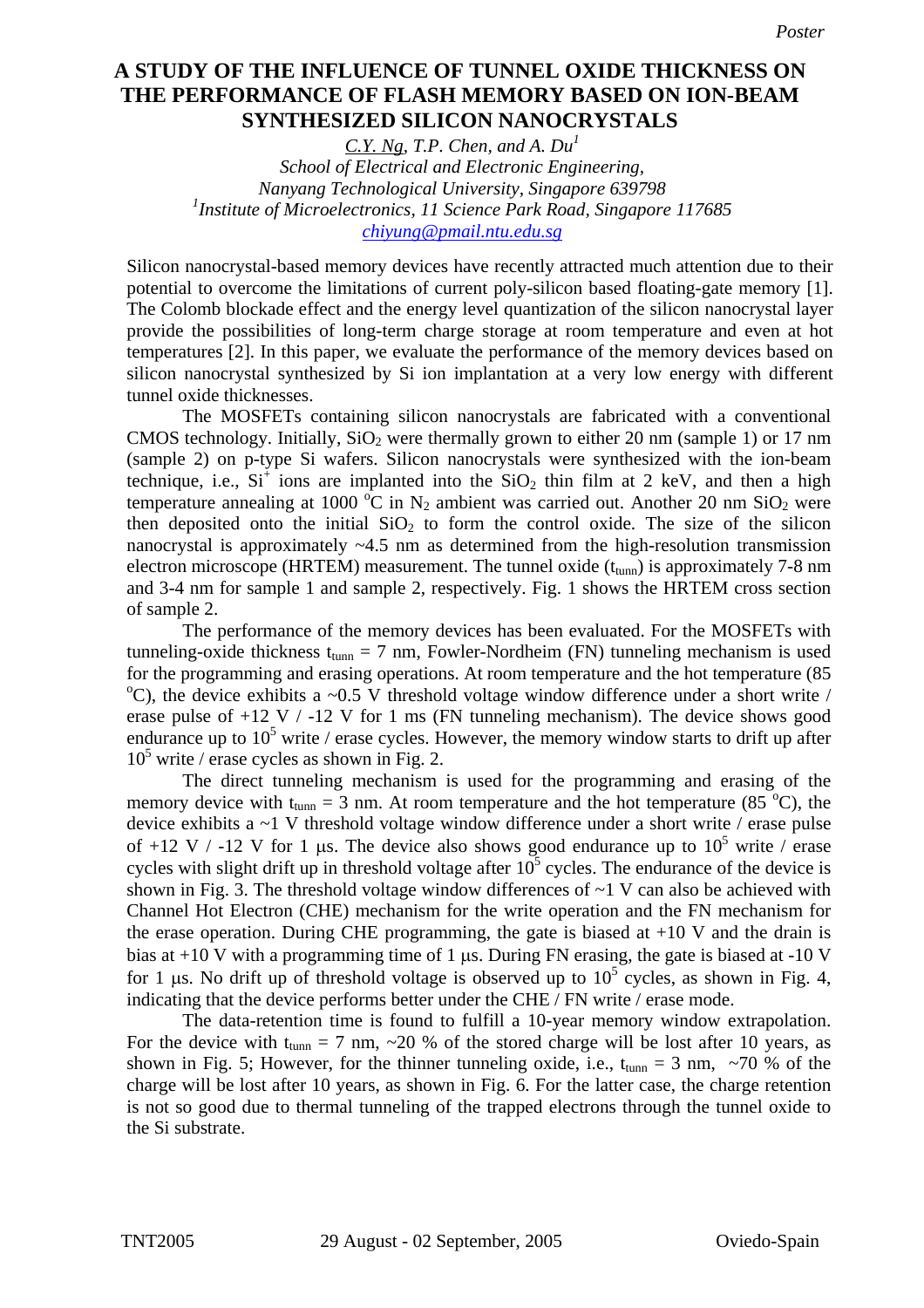*Poster*

# A STUDY OF THE INFLUENCE OF TUNNEL OXIDE THICKNESS ON THE PERFORMANCE OF FLASH MEMORY BASED ON ION-BEAM SYNTHESIZED SILICON NANOCRYSTALS

*C.Y. Ng, T.P. Chen, and A. Du*[1]
*School of Electrical and Electronic Engineering,*
*Nanyang Technological University, Singapore 639798*
[1]*Institute of Microelectronics, 11 Science Park Road, Singapore 117685*
*chiyung@pmail.ntu.edu.sg*

Silicon nanocrystal-based memory devices have recently attracted much attention due to their potential to overcome the limitations of current poly-silicon based floating-gate memory [1]. The Colomb blockade effect and the energy level quantization of the silicon nanocrystal layer provide the possibilities of long-term charge storage at room temperature and even at hot temperatures [2]. In this paper, we evaluate the performance of the memory devices based on silicon nanocrystal synthesized by Si ion implantation at a very low energy with different tunnel oxide thicknesses.

The MOSFETs containing silicon nanocrystals are fabricated with a conventional CMOS technology. Initially, $SiO_2$ were thermally grown to either 20 nm (sample 1) or 17 nm (sample 2) on p-type Si wafers. Silicon nanocrystals were synthesized with the ion-beam technique, i.e., $Si^+$ ions are implanted into the $SiO_2$ thin film at 2 keV, and then a high temperature annealing at 1000 $^oC$ in $N_2$ ambient was carried out. Another 20 nm $SiO_2$ were then deposited onto the initial $SiO_2$ to form the control oxide. The size of the silicon nanocrystal is approximately ~4.5 nm as determined from the high-resolution transmission electron microscope (HRTEM) measurement. The tunnel oxide ($t_{tunn}$) is approximately 7-8 nm and 3-4 nm for sample 1 and sample 2, respectively. Fig. 1 shows the HRTEM cross section of sample 2.

The performance of the memory devices has been evaluated. For the MOSFETs with tunneling-oxide thickness $t_{tunn}$ = 7 nm, Fowler-Nordheim (FN) tunneling mechanism is used for the programming and erasing operations. At room temperature and the hot temperature (85 $^oC$), the device exhibits a ~0.5 V threshold voltage window difference under a short write / erase pulse of +12 V / -12 V for 1 ms (FN tunneling mechanism). The device shows good endurance up to $10^5$ write / erase cycles. However, the memory window starts to drift up after $10^5$ write / erase cycles as shown in Fig. 2.

The direct tunneling mechanism is used for the programming and erasing of the memory device with $t_{tunn}$ = 3 nm. At room temperature and the hot temperature (85 $^oC$), the device exhibits a ~1 V threshold voltage window difference under a short write / erase pulse of +12 V / -12 V for 1 µs. The device also shows good endurance up to $10^5$ write / erase cycles with slight drift up in threshold voltage after $10^5$ cycles. The endurance of the device is shown in Fig. 3. The threshold voltage window differences of ~1 V can also be achieved with Channel Hot Electron (CHE) mechanism for the write operation and the FN mechanism for the erase operation. During CHE programming, the gate is biased at +10 V and the drain is bias at +10 V with a programming time of 1 µs. During FN erasing, the gate is biased at -10 V for 1 µs. No drift up of threshold voltage is observed up to $10^5$ cycles, as shown in Fig. 4, indicating that the device performs better under the CHE / FN write / erase mode.

The data-retention time is found to fulfill a 10-year memory window extrapolation. For the device with $t_{tunn}$ = 7 nm, ~20 % of the stored charge will be lost after 10 years, as shown in Fig. 5; However, for the thinner tunneling oxide, i.e., $t_{tunn}$ = 3 nm, ~70 % of the charge will be lost after 10 years, as shown in Fig. 6. For the latter case, the charge retention is not so good due to thermal tunneling of the trapped electrons through the tunnel oxide to the Si substrate.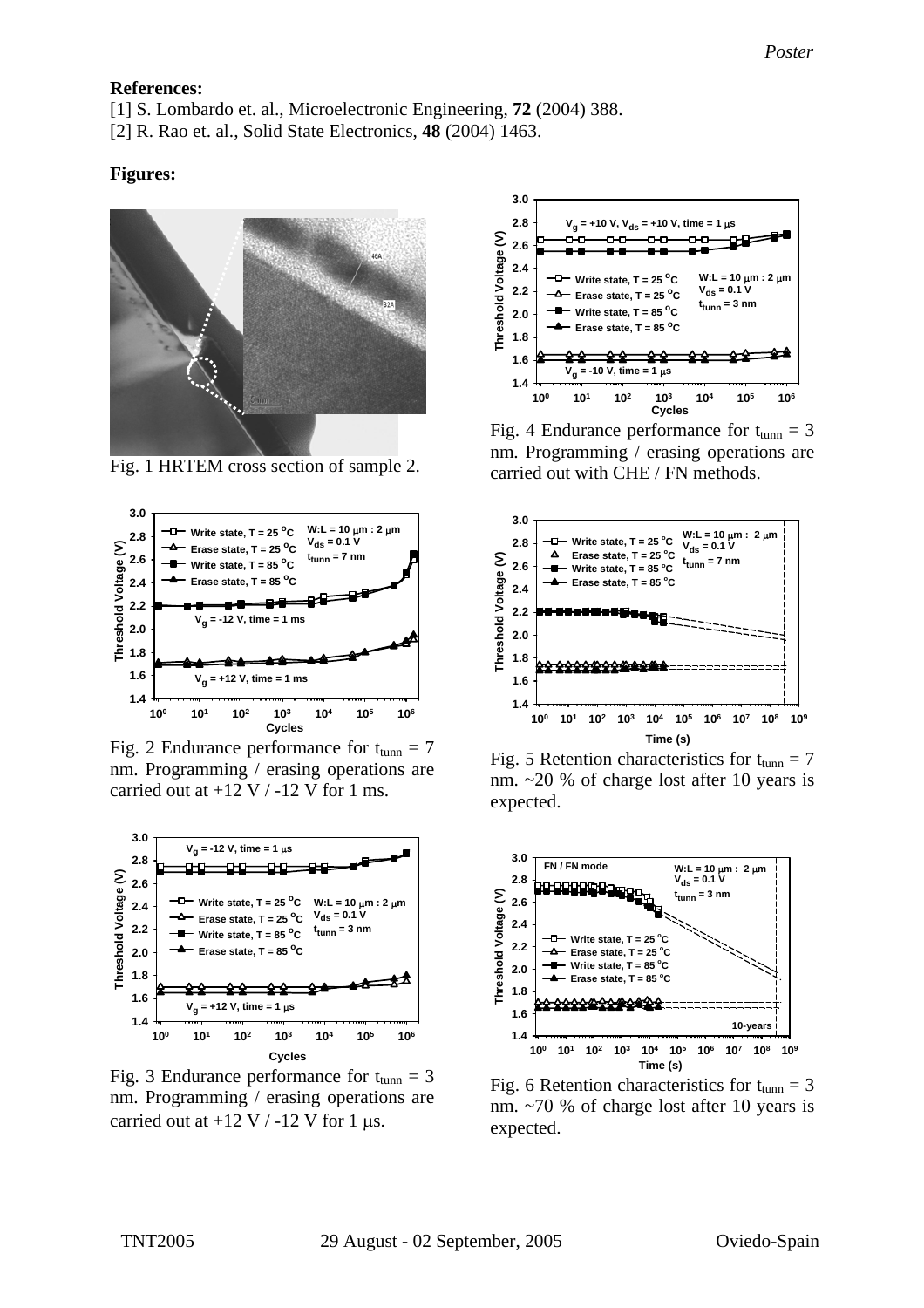**References:**

[1] S. Lombardo et. al., Microelectronic Engineering, **72** (2004) 388.

[2] R. Rao et. al., Solid State Electronics, **48** (2004) 1463.

**Figures:**

48A
32A

Fig. 1 HRTEM cross section of sample 2.

Threshold Voltage (V)
Cycles
Write state, T = 25 °C
Erase state, T = 25 °C
Write state, T = 85 °C
Erase state, T = 85 °C
W:L = 10 μm : 2 μm
$V_{ds}$ = 0.1 V
$t_{tunn}$ = 7 nm
$V_g$ = -12 V, time = 1 ms
$V_g$ = +12 V, time = 1 ms

Fig. 2 Endurance performance for $t_{tunn}$ = 7 nm. Programming / erasing operations are carried out at +12 V / -12 V for 1 ms.

Threshold Voltage (V)
Cycles
$V_g$ = -12 V, time = 1 μs
Write state, T = 25 °C
Erase state, T = 25 °C
Write state, T = 85 °C
Erase state, T = 85 °C
W:L = 10 μm : 2 μm
$V_{ds}$ = 0.1 V
$t_{tunn}$ = 3 nm
$V_g$ = +12 V, time = 1 μs

Fig. 3 Endurance performance for $t_{tunn}$ = 3 nm. Programming / erasing operations are carried out at +12 V / -12 V for 1 μs.

Threshold Voltage (V)
Cycles
$V_g$ = +10 V, $V_{ds}$ = +10 V, time = 1 μs
Write state, T = 25 °C
Erase state, T = 25 °C
Write state, T = 85 °C
Erase state, T = 85 °C
W:L = 10 μm : 2 μm
$V_{ds}$ = 0.1 V
$t_{tunn}$ = 3 nm
$V_g$ = -10 V, time = 1 μs

Fig. 4 Endurance performance for $t_{tunn}$ = 3 nm. Programming / erasing operations are carried out with CHE / FN methods.

Threshold Voltage (V)
Time (s)
Write state, T = 25 °C
Erase state, T = 25 °C
Write state, T = 85 °C
Erase state, T = 85 °C
W:L = 10 μm : 2 μm
$V_{ds}$ = 0.1 V
$t_{tunn}$ = 7 nm

Fig. 5 Retention characteristics for $t_{tunn}$ = 7 nm. ~20 % of charge lost after 10 years is expected.

Threshold Voltage (V)
Time (s)
FN / FN mode
W:L = 10 μm : 2 μm
$V_{ds}$ = 0.1 V
$t_{tunn}$ = 3 nm
Write state, T = 25 °C
Erase state, T = 25 °C
Write state, T = 85 °C
Erase state, T = 85 °C
10-years

Fig. 6 Retention characteristics for $t_{tunn}$ = 3 nm. ~70 % of charge lost after 10 years is expected.